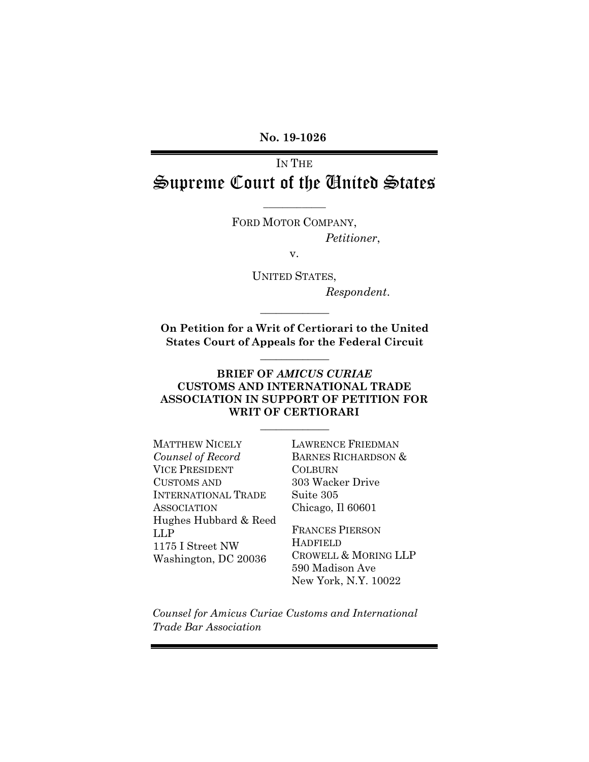**No. 19-1026**

IN THE

# Supreme Court of the United States

---

FORD MOTOR COMPANY,

*Petitioner*,

v.

UNITED STATES,

*Respondent*.

---

**On Petition for a Writ of Certiorari to the United States Court of Appeals for the Federal Circuit**

---

**BRIEF OF *AMICUS CURIAE* CUSTOMS AND INTERNATIONAL TRADE ASSOCIATION IN SUPPORT OF PETITION FOR WRIT OF CERTIORARI**

---

MATTHEW NICELY
*Counsel of Record*
VICE PRESIDENT
CUSTOMS AND INTERNATIONAL TRADE ASSOCIATION
Hughes Hubbard & Reed LLP
1175 I Street NW
Washington, DC 20036

LAWRENCE FRIEDMAN
BARNES RICHARDSON & COLBURN
303 Wacker Drive
Suite 305
Chicago, Il 60601

FRANCES PIERSON HADFIELD
CROWELL & MORING LLP
590 Madison Ave
New York, N.Y. 10022

*Counsel for Amicus Curiae Customs and International Trade Bar Association*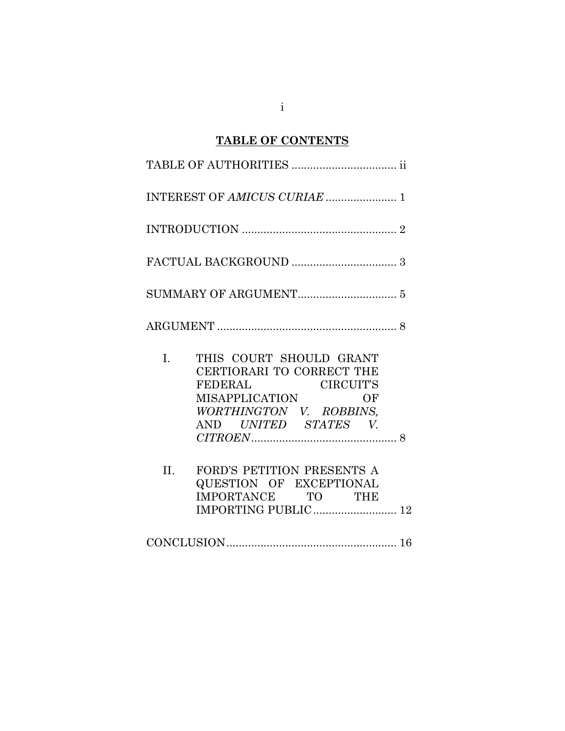# TABLE OF CONTENTS

TABLE OF AUTHORITIES .................................. ii

INTEREST OF *AMICUS CURIAE* ....................... 1

INTRODUCTION .................................................. 2

FACTUAL BACKGROUND .................................. 3

SUMMARY OF ARGUMENT................................ 5

ARGUMENT .......................................................... 8

I. THIS COURT SHOULD GRANT CERTIORARI TO CORRECT THE FEDERAL CIRCUIT'S MISAPPLICATION OF *WORTHINGTON V. ROBBINS,* AND *UNITED STATES V. CITROEN*................................................ 8

II. FORD'S PETITION PRESENTS A QUESTION OF EXCEPTIONAL IMPORTANCE TO THE IMPORTING PUBLIC ........................... 12

CONCLUSION....................................................... 16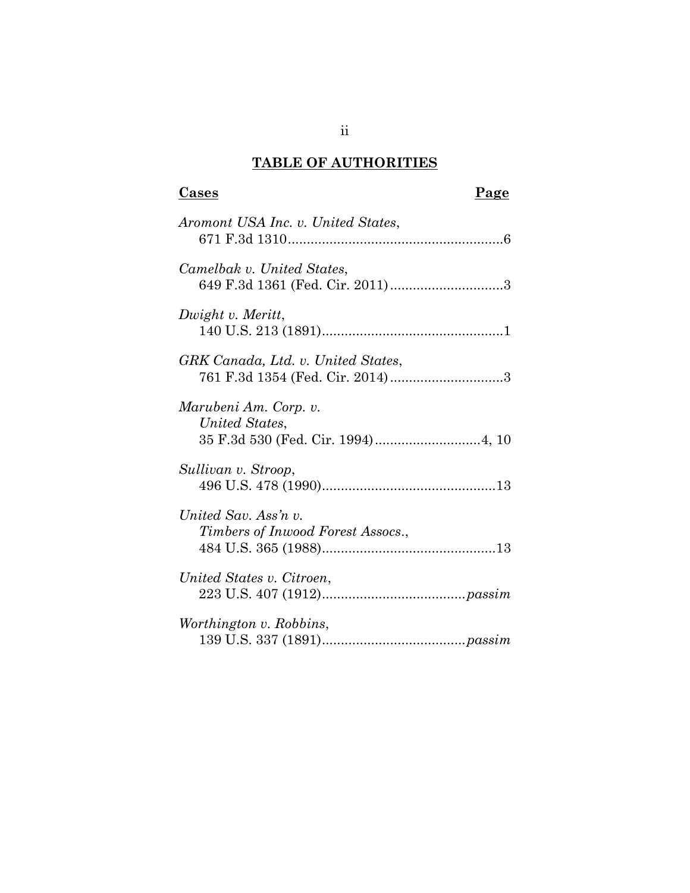## TABLE OF AUTHORITIES

| Cases | Page |
|---|---|
| *Aromont USA Inc. v. United States*, 671 F.3d 1310 | 6 |
| *Camelbak v. United States*, 649 F.3d 1361 (Fed. Cir. 2011) | 3 |
| *Dwight v. Meritt*, 140 U.S. 213 (1891) | 1 |
| *GRK Canada, Ltd. v. United States*, 761 F.3d 1354 (Fed. Cir. 2014) | 3 |
| *Marubeni Am. Corp. v. United States*, 35 F.3d 530 (Fed. Cir. 1994) | 4, 10 |
| *Sullivan v. Stroop*, 496 U.S. 478 (1990) | 13 |
| *United Sav. Ass'n v. Timbers of Inwood Forest Assocs.*, 484 U.S. 365 (1988) | 13 |
| *United States v. Citroen*, 223 U.S. 407 (1912) | *passim* |
| *Worthington v. Robbins*, 139 U.S. 337 (1891) | *passim* |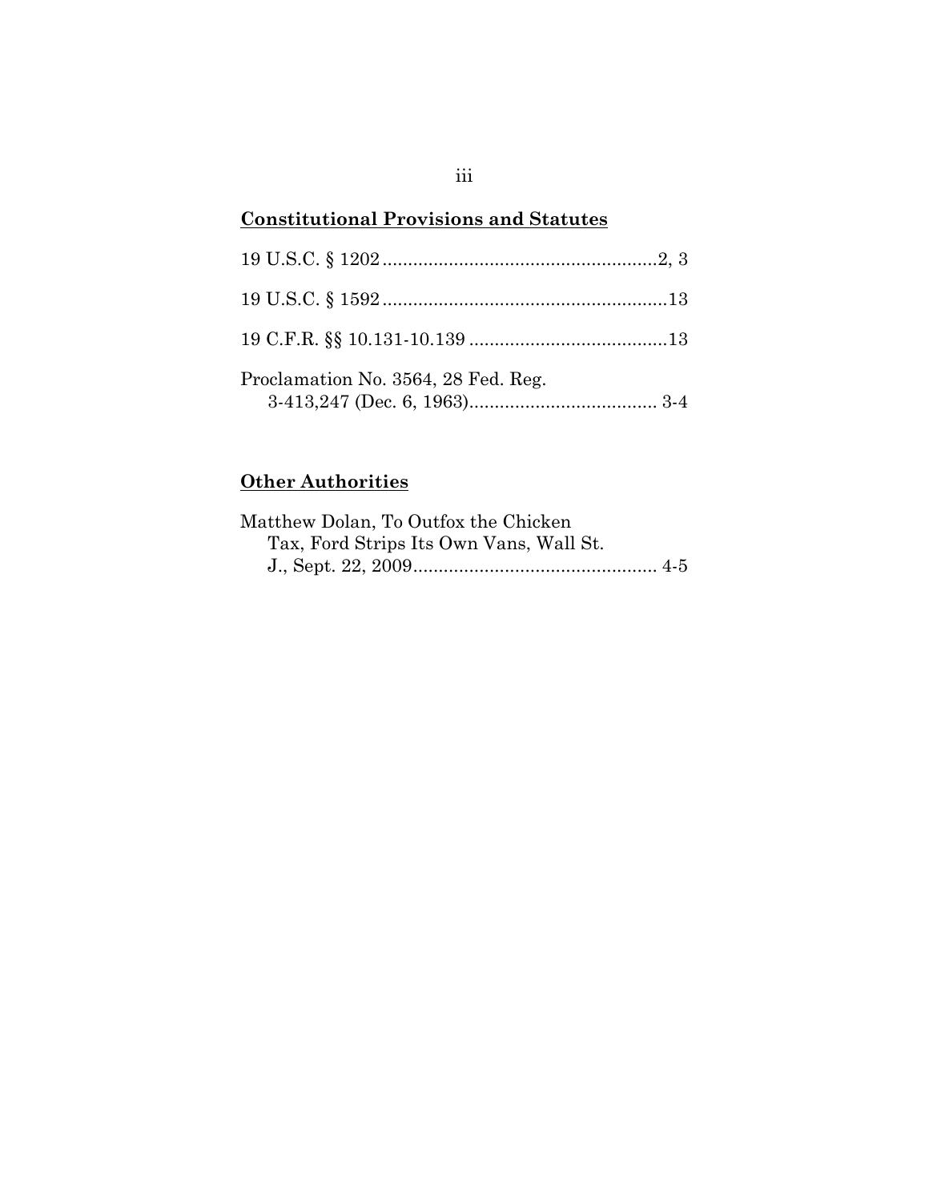**Constitutional Provisions and Statutes**

19 U.S.C. § 1202 ....................................................... 2, 3

19 U.S.C. § 1592 ......................................................... 13

19 C.F.R. §§ 10.131-10.139 ....................................... 13

Proclamation No. 3564, 28 Fed. Reg.
  3-413,247 (Dec. 6, 1963) ..................................... 3-4

**Other Authorities**

Matthew Dolan, To Outfox the Chicken
  Tax, Ford Strips Its Own Vans, Wall St.
  J., Sept. 22, 2009 ................................................ 4-5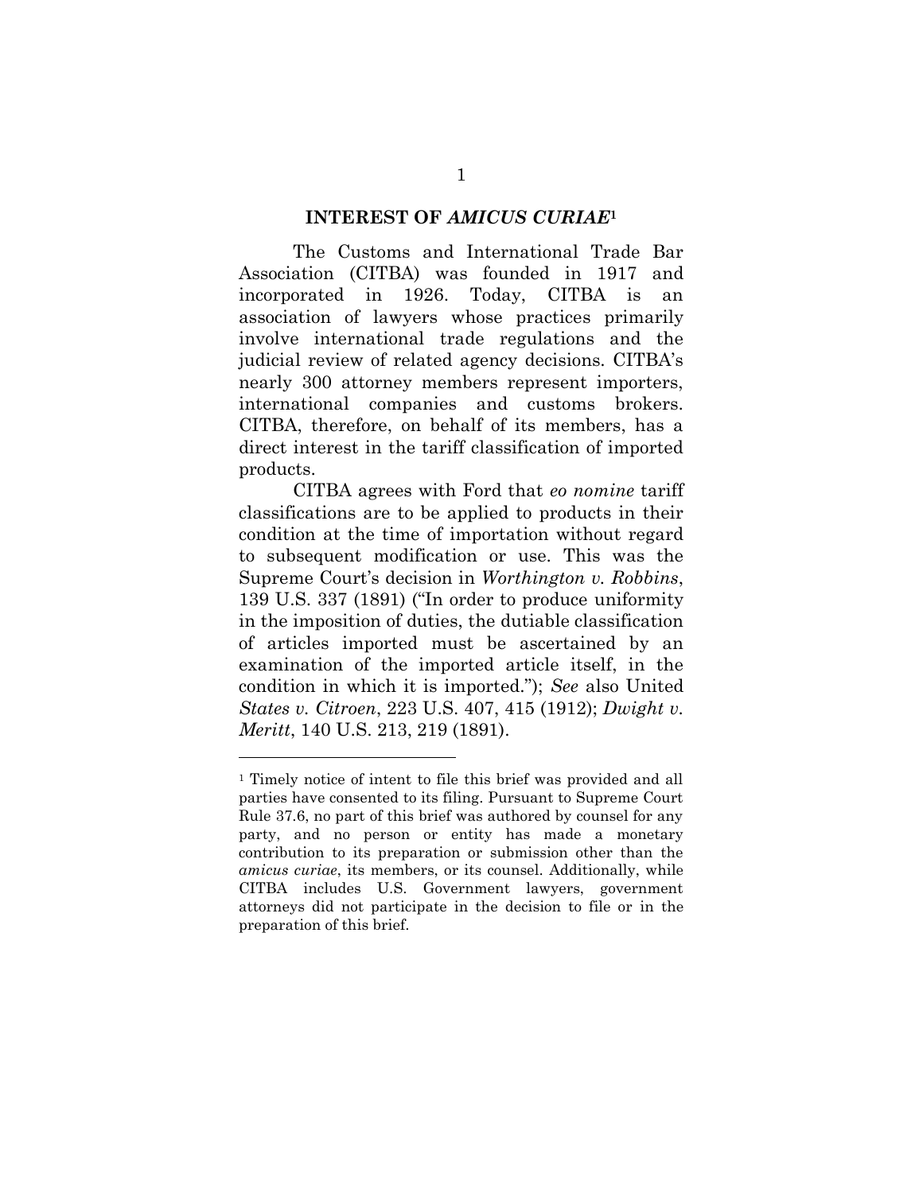## INTEREST OF *AMICUS CURIAE*[1]

The Customs and International Trade Bar Association (CITBA) was founded in 1917 and incorporated in 1926. Today, CITBA is an association of lawyers whose practices primarily involve international trade regulations and the judicial review of related agency decisions. CITBA's nearly 300 attorney members represent importers, international companies and customs brokers. CITBA, therefore, on behalf of its members, has a direct interest in the tariff classification of imported products.

CITBA agrees with Ford that *eo nomine* tariff classifications are to be applied to products in their condition at the time of importation without regard to subsequent modification or use. This was the Supreme Court's decision in *Worthington v. Robbins*, 139 U.S. 337 (1891) ("In order to produce uniformity in the imposition of duties, the dutiable classification of articles imported must be ascertained by an examination of the imported article itself, in the condition in which it is imported."); *See* also United *States v. Citroen*, 223 U.S. 407, 415 (1912); *Dwight v. Meritt*, 140 U.S. 213, 219 (1891).

---

[1] Timely notice of intent to file this brief was provided and all parties have consented to its filing. Pursuant to Supreme Court Rule 37.6, no part of this brief was authored by counsel for any party, and no person or entity has made a monetary contribution to its preparation or submission other than the *amicus curiae*, its members, or its counsel. Additionally, while CITBA includes U.S. Government lawyers, government attorneys did not participate in the decision to file or in the preparation of this brief.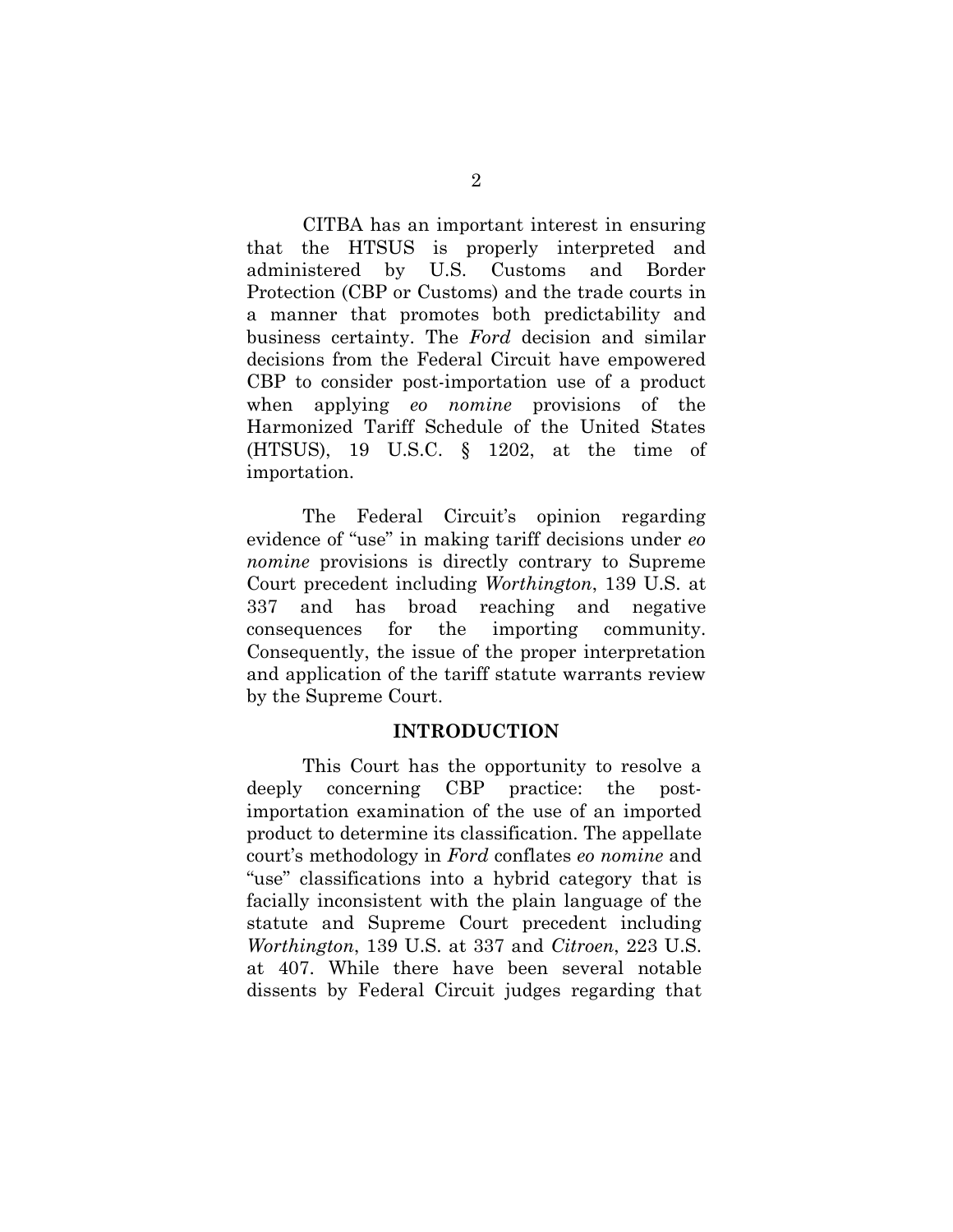CITBA has an important interest in ensuring that the HTSUS is properly interpreted and administered by U.S. Customs and Border Protection (CBP or Customs) and the trade courts in a manner that promotes both predictability and business certainty. The *Ford* decision and similar decisions from the Federal Circuit have empowered CBP to consider post-importation use of a product when applying *eo nomine* provisions of the Harmonized Tariff Schedule of the United States (HTSUS), 19 U.S.C. § 1202, at the time of importation.

The Federal Circuit's opinion regarding evidence of "use" in making tariff decisions under *eo nomine* provisions is directly contrary to Supreme Court precedent including *Worthington*, 139 U.S. at 337 and has broad reaching and negative consequences for the importing community. Consequently, the issue of the proper interpretation and application of the tariff statute warrants review by the Supreme Court.

## INTRODUCTION

This Court has the opportunity to resolve a deeply concerning CBP practice: the post-importation examination of the use of an imported product to determine its classification. The appellate court's methodology in *Ford* conflates *eo nomine* and "use" classifications into a hybrid category that is facially inconsistent with the plain language of the statute and Supreme Court precedent including *Worthington*, 139 U.S. at 337 and *Citroen*, 223 U.S. at 407. While there have been several notable dissents by Federal Circuit judges regarding that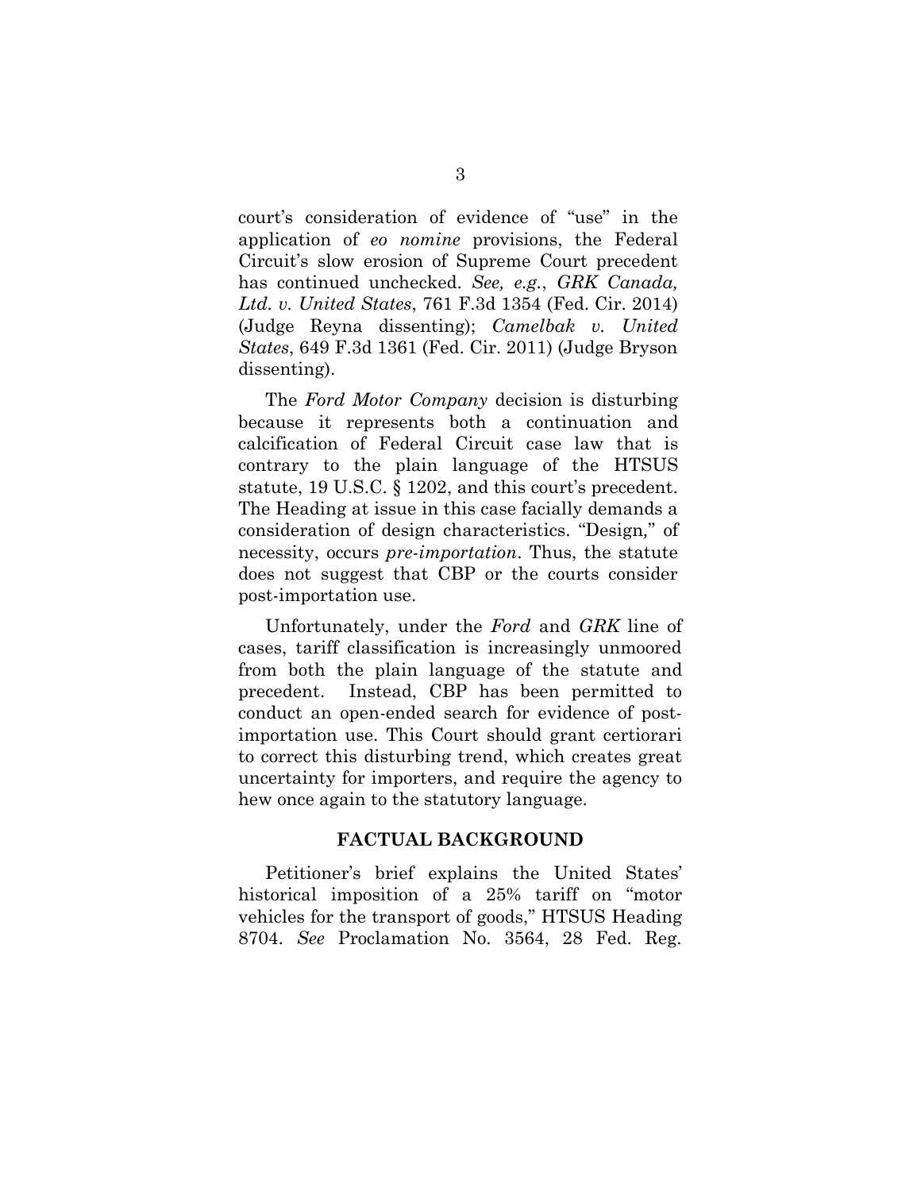court's consideration of evidence of "use" in the application of *eo nomine* provisions, the Federal Circuit's slow erosion of Supreme Court precedent has continued unchecked. *See, e.g.*, *GRK Canada, Ltd. v. United States*, 761 F.3d 1354 (Fed. Cir. 2014) (Judge Reyna dissenting); *Camelbak v. United States*, 649 F.3d 1361 (Fed. Cir. 2011) (Judge Bryson dissenting).

The *Ford Motor Company* decision is disturbing because it represents both a continuation and calcification of Federal Circuit case law that is contrary to the plain language of the HTSUS statute, 19 U.S.C. § 1202, and this court's precedent. The Heading at issue in this case facially demands a consideration of design characteristics. "Design," of necessity, occurs *pre-importation*. Thus, the statute does not suggest that CBP or the courts consider post-importation use.

Unfortunately, under the *Ford* and *GRK* line of cases, tariff classification is increasingly unmoored from both the plain language of the statute and precedent. Instead, CBP has been permitted to conduct an open-ended search for evidence of post-importation use. This Court should grant certiorari to correct this disturbing trend, which creates great uncertainty for importers, and require the agency to hew once again to the statutory language.

## FACTUAL BACKGROUND

Petitioner's brief explains the United States' historical imposition of a 25% tariff on "motor vehicles for the transport of goods," HTSUS Heading 8704. *See* Proclamation No. 3564, 28 Fed. Reg.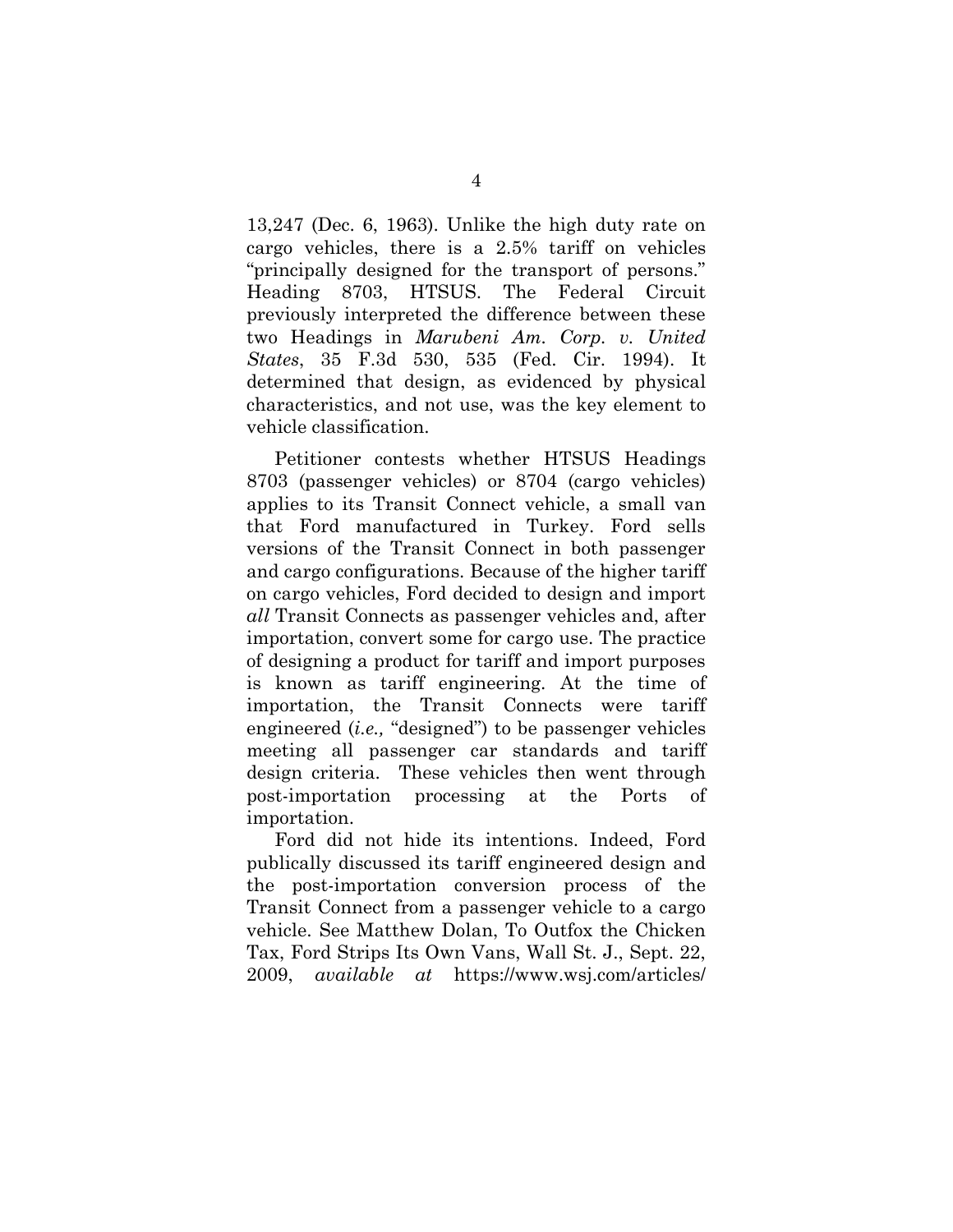13,247 (Dec. 6, 1963). Unlike the high duty rate on cargo vehicles, there is a 2.5% tariff on vehicles "principally designed for the transport of persons." Heading 8703, HTSUS. The Federal Circuit previously interpreted the difference between these two Headings in *Marubeni Am. Corp. v. United States*, 35 F.3d 530, 535 (Fed. Cir. 1994). It determined that design, as evidenced by physical characteristics, and not use, was the key element to vehicle classification.

Petitioner contests whether HTSUS Headings 8703 (passenger vehicles) or 8704 (cargo vehicles) applies to its Transit Connect vehicle, a small van that Ford manufactured in Turkey. Ford sells versions of the Transit Connect in both passenger and cargo configurations. Because of the higher tariff on cargo vehicles, Ford decided to design and import *all* Transit Connects as passenger vehicles and, after importation, convert some for cargo use. The practice of designing a product for tariff and import purposes is known as tariff engineering. At the time of importation, the Transit Connects were tariff engineered (*i.e.,* "designed") to be passenger vehicles meeting all passenger car standards and tariff design criteria. These vehicles then went through post-importation processing at the Ports of importation.

Ford did not hide its intentions. Indeed, Ford publically discussed its tariff engineered design and the post-importation conversion process of the Transit Connect from a passenger vehicle to a cargo vehicle. See Matthew Dolan, To Outfox the Chicken Tax, Ford Strips Its Own Vans, Wall St. J., Sept. 22, 2009, *available at* https://www.wsj.com/articles/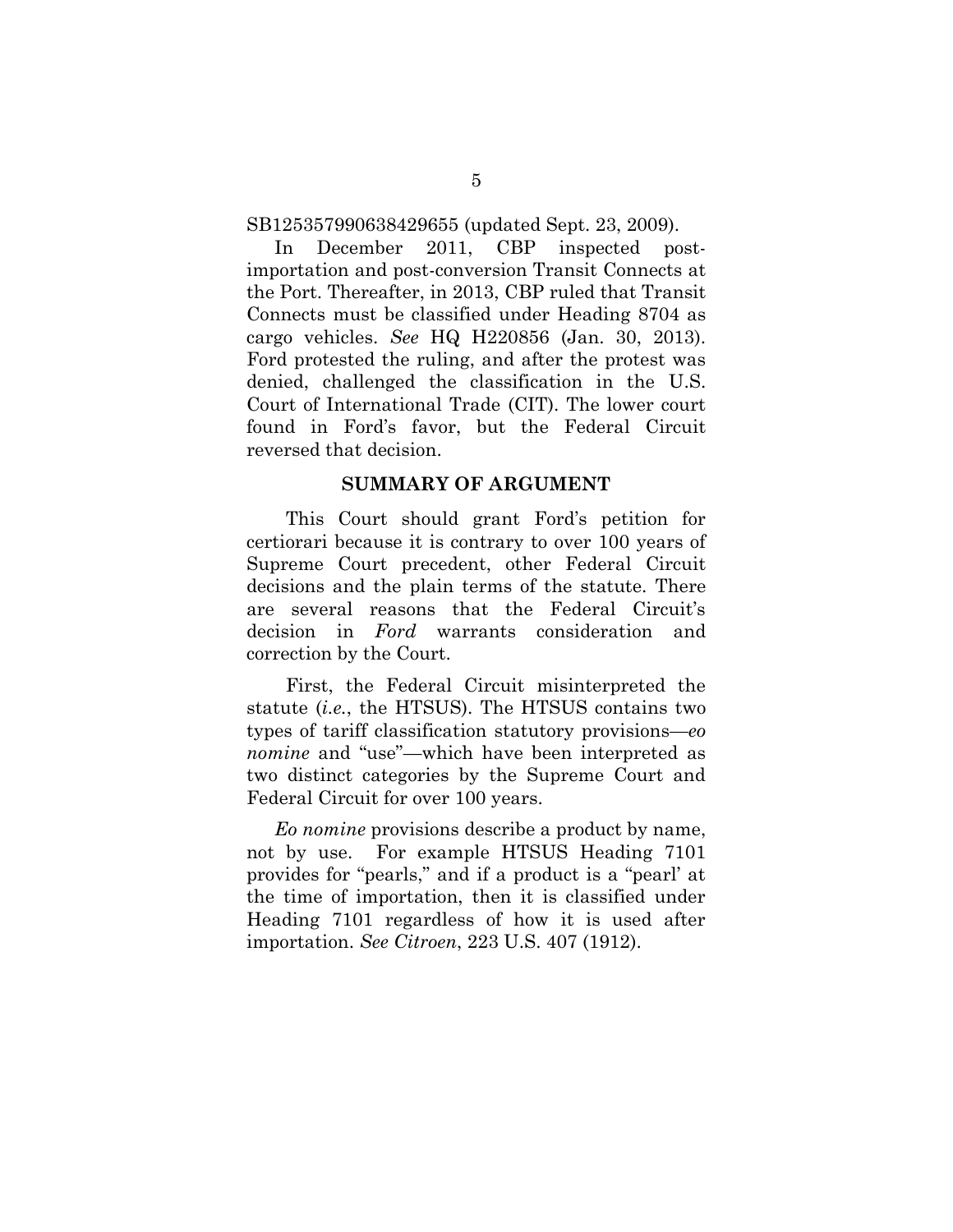SB125357990638429655 (updated Sept. 23, 2009).

In December 2011, CBP inspected post-importation and post-conversion Transit Connects at the Port. Thereafter, in 2013, CBP ruled that Transit Connects must be classified under Heading 8704 as cargo vehicles. *See* HQ H220856 (Jan. 30, 2013). Ford protested the ruling, and after the protest was denied, challenged the classification in the U.S. Court of International Trade (CIT). The lower court found in Ford's favor, but the Federal Circuit reversed that decision.

## SUMMARY OF ARGUMENT

This Court should grant Ford's petition for certiorari because it is contrary to over 100 years of Supreme Court precedent, other Federal Circuit decisions and the plain terms of the statute. There are several reasons that the Federal Circuit's decision in *Ford* warrants consideration and correction by the Court.

First, the Federal Circuit misinterpreted the statute (*i.e.*, the HTSUS). The HTSUS contains two types of tariff classification statutory provisions—*eo nomine* and "use"—which have been interpreted as two distinct categories by the Supreme Court and Federal Circuit for over 100 years.

*Eo nomine* provisions describe a product by name, not by use. For example HTSUS Heading 7101 provides for "pearls," and if a product is a "pearl' at the time of importation, then it is classified under Heading 7101 regardless of how it is used after importation. *See Citroen*, 223 U.S. 407 (1912).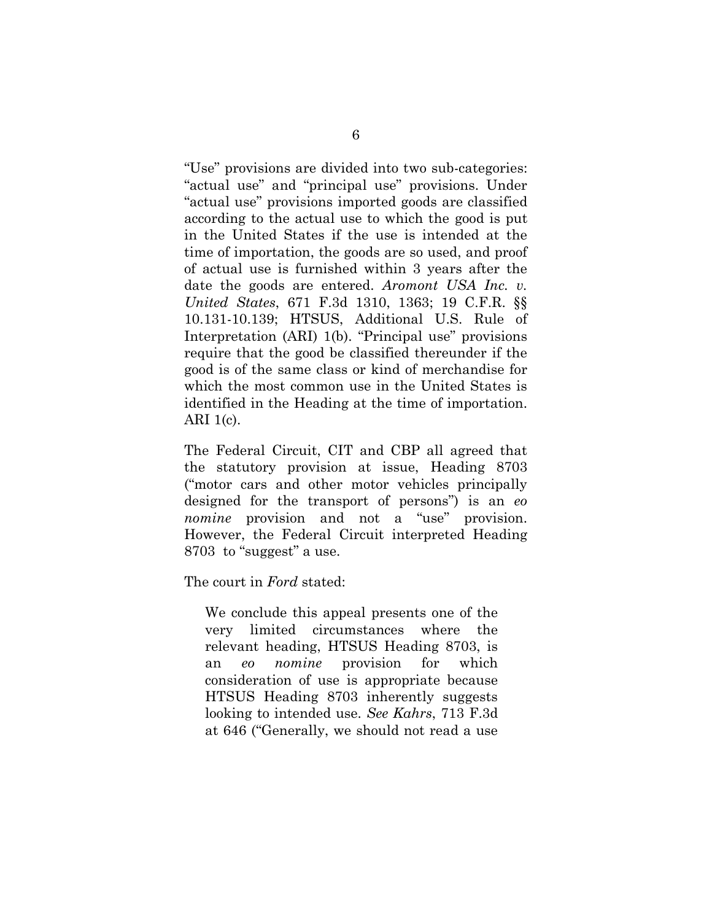"Use" provisions are divided into two sub-categories: "actual use" and "principal use" provisions. Under "actual use" provisions imported goods are classified according to the actual use to which the good is put in the United States if the use is intended at the time of importation, the goods are so used, and proof of actual use is furnished within 3 years after the date the goods are entered. *Aromont USA Inc. v. United States*, 671 F.3d 1310, 1363; 19 C.F.R. §§ 10.131-10.139; HTSUS, Additional U.S. Rule of Interpretation (ARI) 1(b). "Principal use" provisions require that the good be classified thereunder if the good is of the same class or kind of merchandise for which the most common use in the United States is identified in the Heading at the time of importation. ARI 1(c).

The Federal Circuit, CIT and CBP all agreed that the statutory provision at issue, Heading 8703 ("motor cars and other motor vehicles principally designed for the transport of persons") is an *eo nomine* provision and not a "use" provision. However, the Federal Circuit interpreted Heading 8703 to "suggest" a use.

The court in *Ford* stated:

> We conclude this appeal presents one of the very limited circumstances where the relevant heading, HTSUS Heading 8703, is an *eo nomine* provision for which consideration of use is appropriate because HTSUS Heading 8703 inherently suggests looking to intended use. *See Kahrs*, 713 F.3d at 646 ("Generally, we should not read a use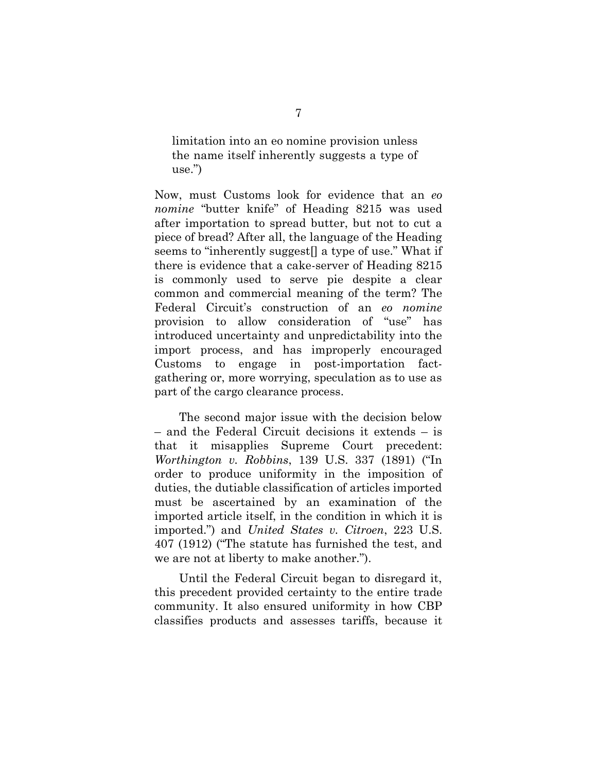limitation into an eo nomine provision unless the name itself inherently suggests a type of use.")

Now, must Customs look for evidence that an *eo nomine* "butter knife" of Heading 8215 was used after importation to spread butter, but not to cut a piece of bread? After all, the language of the Heading seems to "inherently suggest[] a type of use." What if there is evidence that a cake-server of Heading 8215 is commonly used to serve pie despite a clear common and commercial meaning of the term? The Federal Circuit's construction of an *eo nomine* provision to allow consideration of "use" has introduced uncertainty and unpredictability into the import process, and has improperly encouraged Customs to engage in post-importation fact-gathering or, more worrying, speculation as to use as part of the cargo clearance process.

The second major issue with the decision below – and the Federal Circuit decisions it extends – is that it misapplies Supreme Court precedent: *Worthington v. Robbins*, 139 U.S. 337 (1891) ("In order to produce uniformity in the imposition of duties, the dutiable classification of articles imported must be ascertained by an examination of the imported article itself, in the condition in which it is imported.") and *United States v. Citroen*, 223 U.S. 407 (1912) ("The statute has furnished the test, and we are not at liberty to make another.").

Until the Federal Circuit began to disregard it, this precedent provided certainty to the entire trade community. It also ensured uniformity in how CBP classifies products and assesses tariffs, because it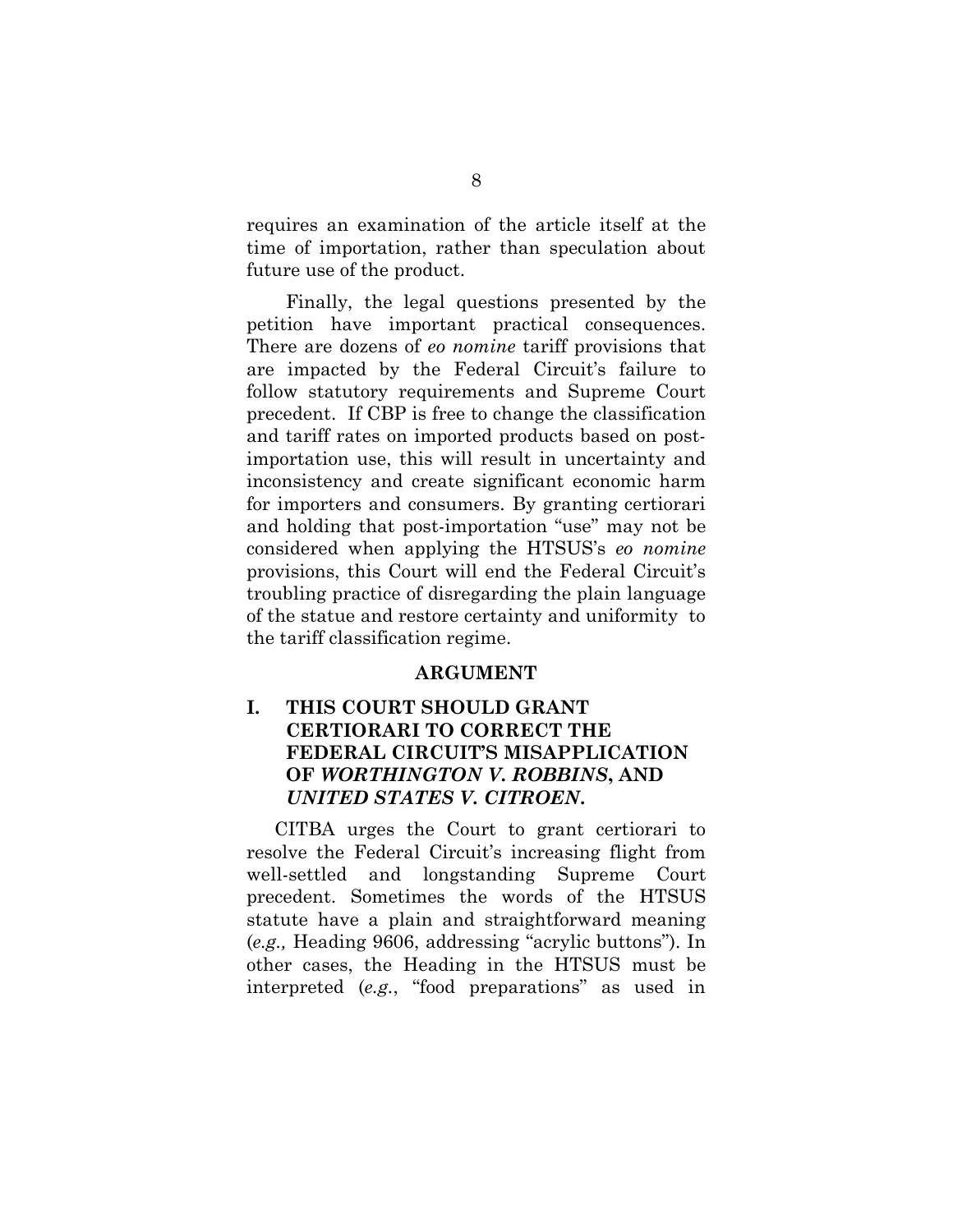requires an examination of the article itself at the time of importation, rather than speculation about future use of the product.

Finally, the legal questions presented by the petition have important practical consequences. There are dozens of *eo nomine* tariff provisions that are impacted by the Federal Circuit's failure to follow statutory requirements and Supreme Court precedent. If CBP is free to change the classification and tariff rates on imported products based on post-importation use, this will result in uncertainty and inconsistency and create significant economic harm for importers and consumers. By granting certiorari and holding that post-importation "use" may not be considered when applying the HTSUS's *eo nomine* provisions, this Court will end the Federal Circuit's troubling practice of disregarding the plain language of the statue and restore certainty and uniformity to the tariff classification regime.

## ARGUMENT

### I. THIS COURT SHOULD GRANT CERTIORARI TO CORRECT THE FEDERAL CIRCUIT'S MISAPPLICATION OF *WORTHINGTON V. ROBBINS*, AND *UNITED STATES V. CITROEN*.

CITBA urges the Court to grant certiorari to resolve the Federal Circuit's increasing flight from well-settled and longstanding Supreme Court precedent. Sometimes the words of the HTSUS statute have a plain and straightforward meaning (*e.g.,* Heading 9606, addressing "acrylic buttons"). In other cases, the Heading in the HTSUS must be interpreted (*e.g.*, "food preparations" as used in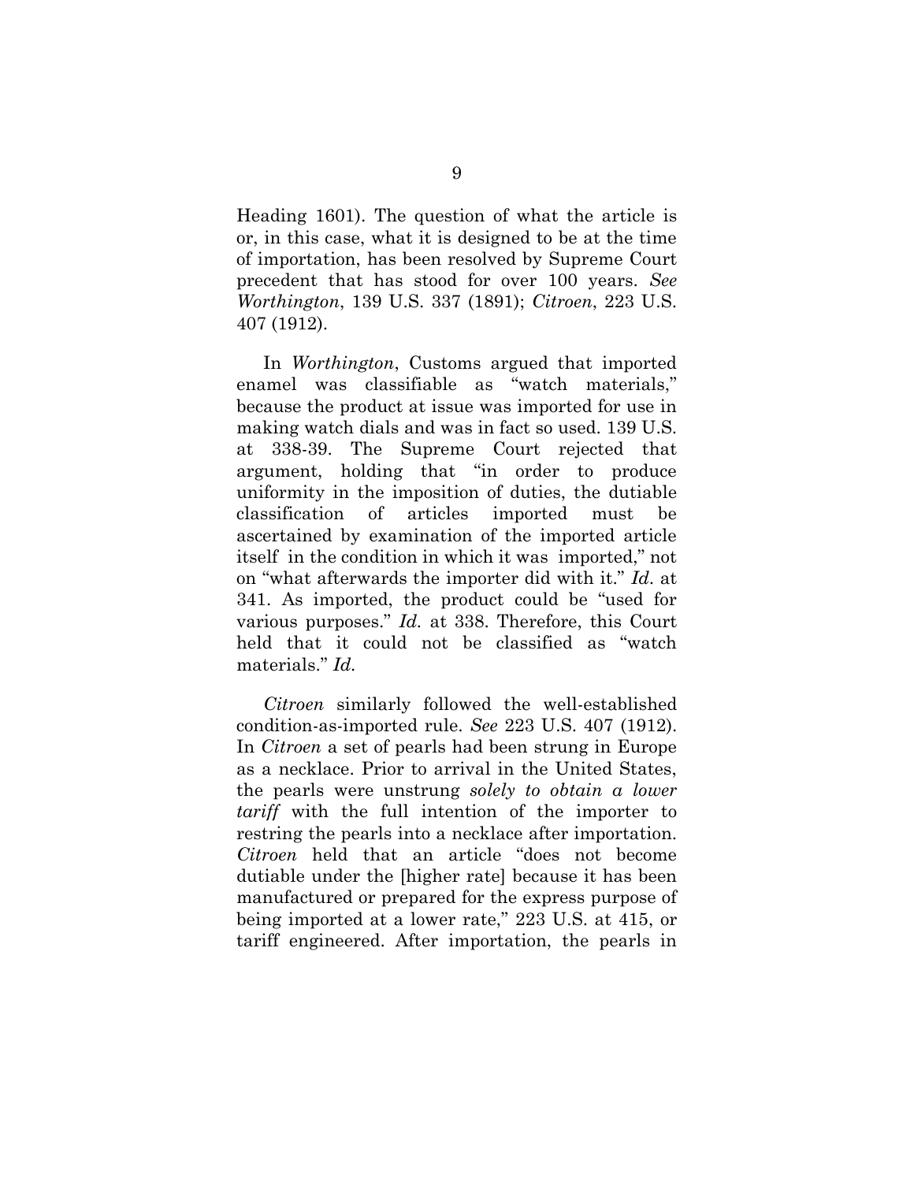Heading 1601). The question of what the article is or, in this case, what it is designed to be at the time of importation, has been resolved by Supreme Court precedent that has stood for over 100 years. *See Worthington*, 139 U.S. 337 (1891); *Citroen*, 223 U.S. 407 (1912).

In *Worthington*, Customs argued that imported enamel was classifiable as "watch materials," because the product at issue was imported for use in making watch dials and was in fact so used. 139 U.S. at 338-39. The Supreme Court rejected that argument, holding that "in order to produce uniformity in the imposition of duties, the dutiable classification of articles imported must be ascertained by examination of the imported article itself in the condition in which it was imported," not on "what afterwards the importer did with it." *Id.* at 341. As imported, the product could be "used for various purposes." *Id.* at 338. Therefore, this Court held that it could not be classified as "watch materials." *Id.*

*Citroen* similarly followed the well-established condition-as-imported rule. *See* 223 U.S. 407 (1912). In *Citroen* a set of pearls had been strung in Europe as a necklace. Prior to arrival in the United States, the pearls were unstrung *solely to obtain a lower tariff* with the full intention of the importer to restring the pearls into a necklace after importation. *Citroen* held that an article "does not become dutiable under the [higher rate] because it has been manufactured or prepared for the express purpose of being imported at a lower rate," 223 U.S. at 415, or tariff engineered. After importation, the pearls in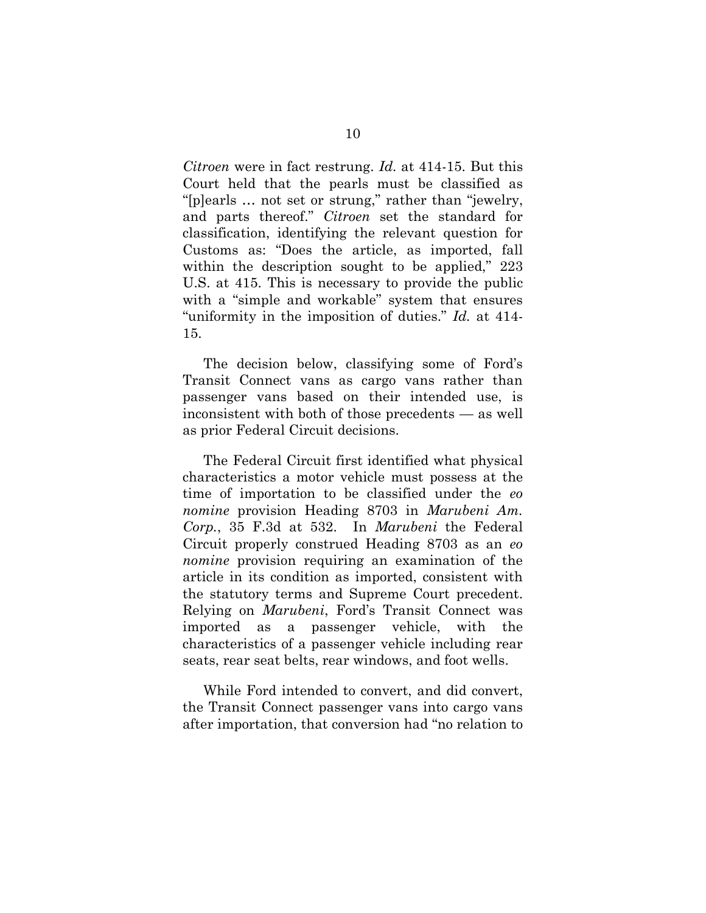*Citroen* were in fact restrung. *Id.* at 414-15. But this Court held that the pearls must be classified as "[p]earls … not set or strung," rather than "jewelry, and parts thereof." *Citroen* set the standard for classification, identifying the relevant question for Customs as: "Does the article, as imported, fall within the description sought to be applied," 223 U.S. at 415. This is necessary to provide the public with a "simple and workable" system that ensures "uniformity in the imposition of duties." *Id.* at 414-15.

The decision below, classifying some of Ford's Transit Connect vans as cargo vans rather than passenger vans based on their intended use, is inconsistent with both of those precedents — as well as prior Federal Circuit decisions.

The Federal Circuit first identified what physical characteristics a motor vehicle must possess at the time of importation to be classified under the *eo nomine* provision Heading 8703 in *Marubeni Am. Corp.*, 35 F.3d at 532. In *Marubeni* the Federal Circuit properly construed Heading 8703 as an *eo nomine* provision requiring an examination of the article in its condition as imported, consistent with the statutory terms and Supreme Court precedent. Relying on *Marubeni*, Ford's Transit Connect was imported as a passenger vehicle, with the characteristics of a passenger vehicle including rear seats, rear seat belts, rear windows, and foot wells.

While Ford intended to convert, and did convert, the Transit Connect passenger vans into cargo vans after importation, that conversion had "no relation to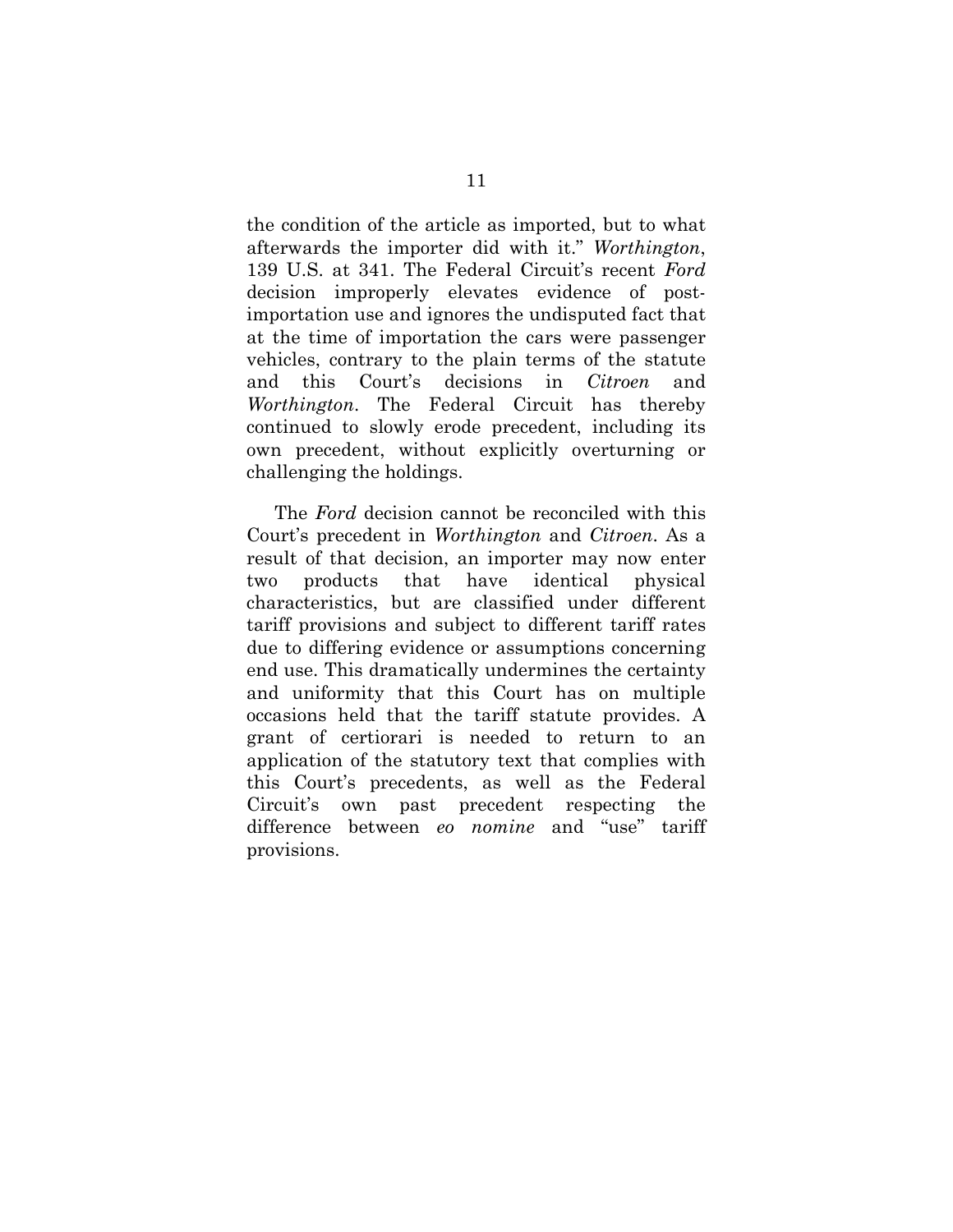the condition of the article as imported, but to what afterwards the importer did with it." *Worthington*, 139 U.S. at 341. The Federal Circuit's recent *Ford* decision improperly elevates evidence of post-importation use and ignores the undisputed fact that at the time of importation the cars were passenger vehicles, contrary to the plain terms of the statute and this Court's decisions in *Citroen* and *Worthington*. The Federal Circuit has thereby continued to slowly erode precedent, including its own precedent, without explicitly overturning or challenging the holdings.

The *Ford* decision cannot be reconciled with this Court's precedent in *Worthington* and *Citroen*. As a result of that decision, an importer may now enter two products that have identical physical characteristics, but are classified under different tariff provisions and subject to different tariff rates due to differing evidence or assumptions concerning end use. This dramatically undermines the certainty and uniformity that this Court has on multiple occasions held that the tariff statute provides. A grant of certiorari is needed to return to an application of the statutory text that complies with this Court's precedents, as well as the Federal Circuit's own past precedent respecting the difference between *eo nomine* and "use" tariff provisions.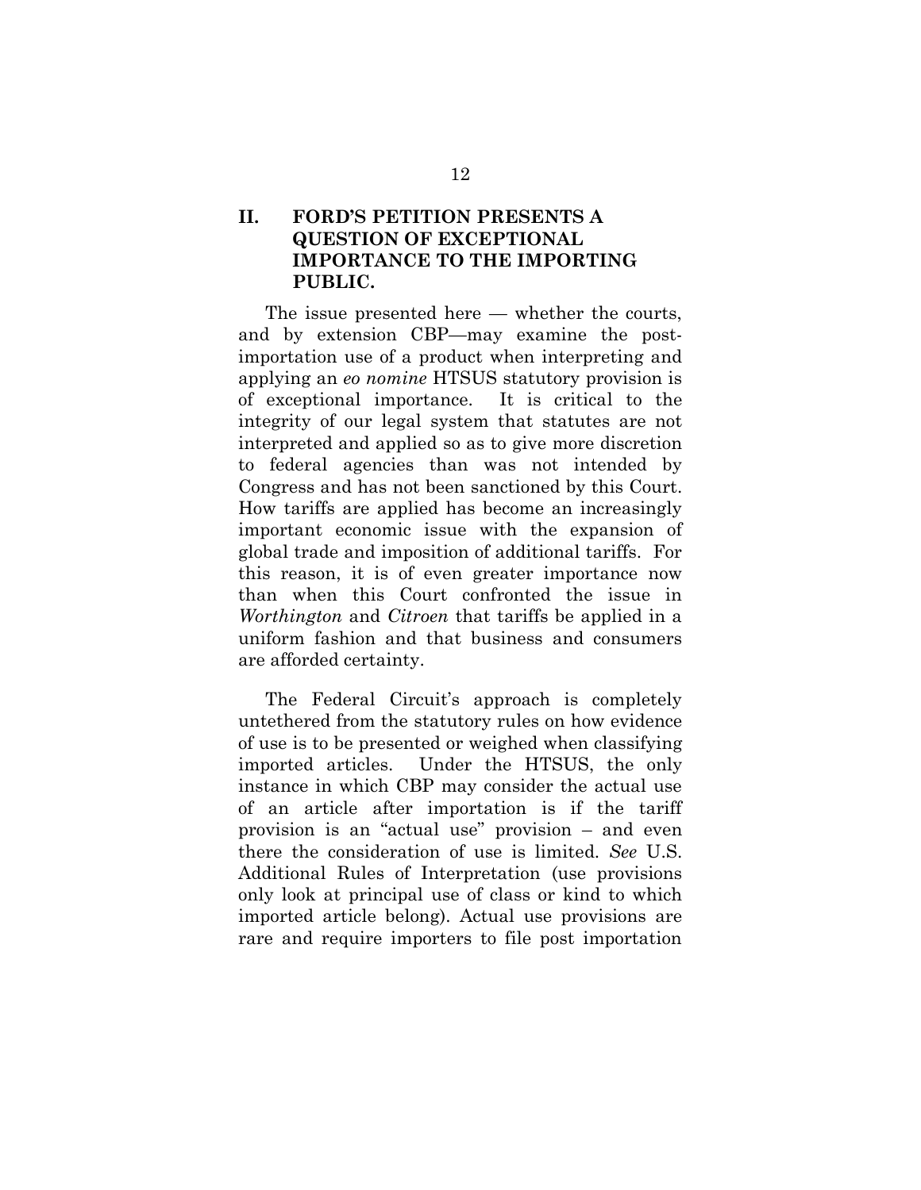## II. FORD'S PETITION PRESENTS A QUESTION OF EXCEPTIONAL IMPORTANCE TO THE IMPORTING PUBLIC.

The issue presented here — whether the courts, and by extension CBP—may examine the post-importation use of a product when interpreting and applying an *eo nomine* HTSUS statutory provision is of exceptional importance. It is critical to the integrity of our legal system that statutes are not interpreted and applied so as to give more discretion to federal agencies than was not intended by Congress and has not been sanctioned by this Court. How tariffs are applied has become an increasingly important economic issue with the expansion of global trade and imposition of additional tariffs. For this reason, it is of even greater importance now than when this Court confronted the issue in *Worthington* and *Citroen* that tariffs be applied in a uniform fashion and that business and consumers are afforded certainty.

The Federal Circuit's approach is completely untethered from the statutory rules on how evidence of use is to be presented or weighed when classifying imported articles. Under the HTSUS, the only instance in which CBP may consider the actual use of an article after importation is if the tariff provision is an "actual use" provision – and even there the consideration of use is limited. *See* U.S. Additional Rules of Interpretation (use provisions only look at principal use of class or kind to which imported article belong). Actual use provisions are rare and require importers to file post importation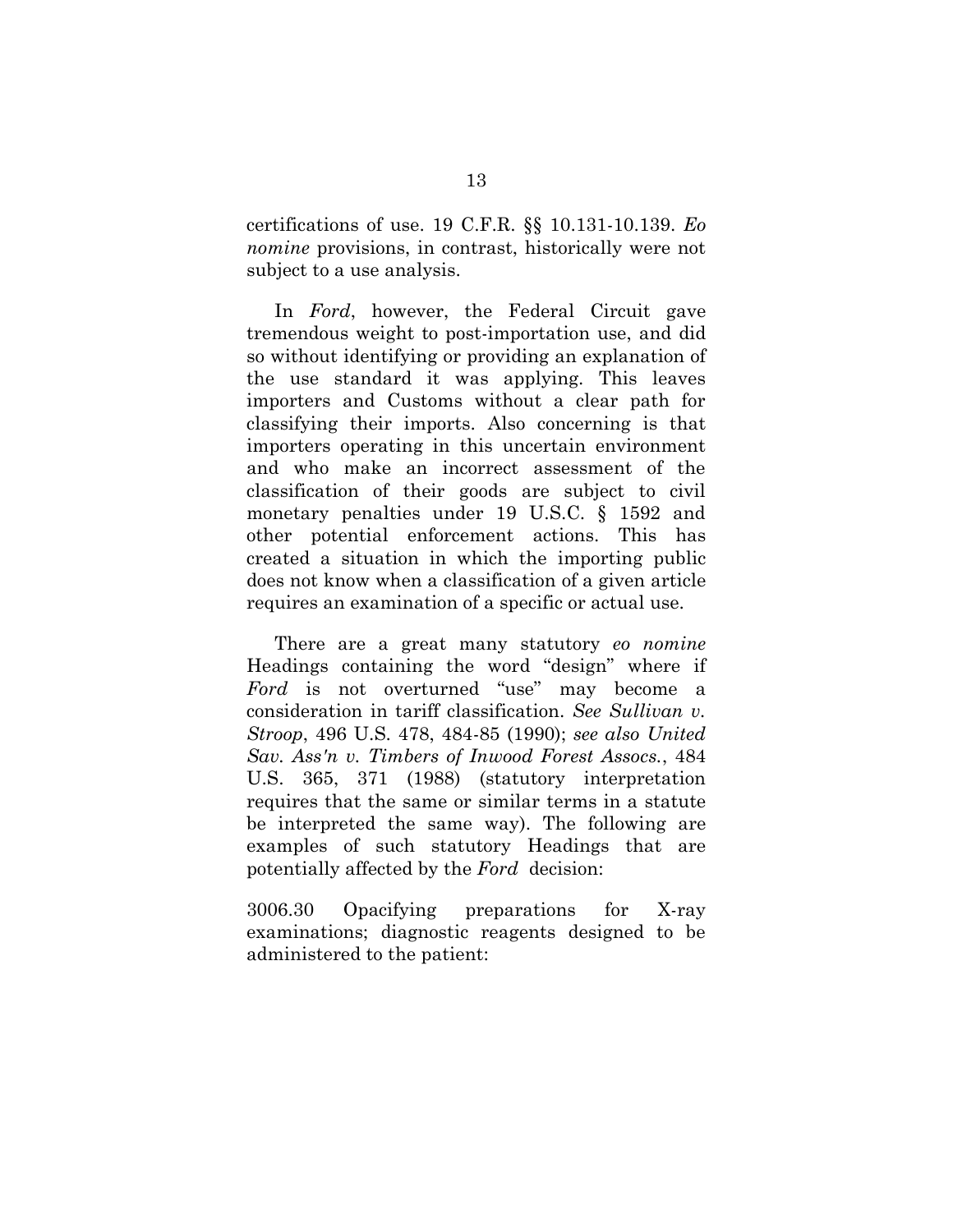certifications of use. 19 C.F.R. §§ 10.131-10.139. *Eo nomine* provisions, in contrast, historically were not subject to a use analysis.

In *Ford*, however, the Federal Circuit gave tremendous weight to post-importation use, and did so without identifying or providing an explanation of the use standard it was applying. This leaves importers and Customs without a clear path for classifying their imports. Also concerning is that importers operating in this uncertain environment and who make an incorrect assessment of the classification of their goods are subject to civil monetary penalties under 19 U.S.C. § 1592 and other potential enforcement actions. This has created a situation in which the importing public does not know when a classification of a given article requires an examination of a specific or actual use.

There are a great many statutory *eo nomine* Headings containing the word "design" where if *Ford* is not overturned "use" may become a consideration in tariff classification. *See Sullivan v. Stroop*, 496 U.S. 478, 484-85 (1990); *see also United Sav. Ass'n v. Timbers of Inwood Forest Assocs.*, 484 U.S. 365, 371 (1988) (statutory interpretation requires that the same or similar terms in a statute be interpreted the same way). The following are examples of such statutory Headings that are potentially affected by the *Ford* decision:

3006.30 Opacifying preparations for X-ray examinations; diagnostic reagents designed to be administered to the patient: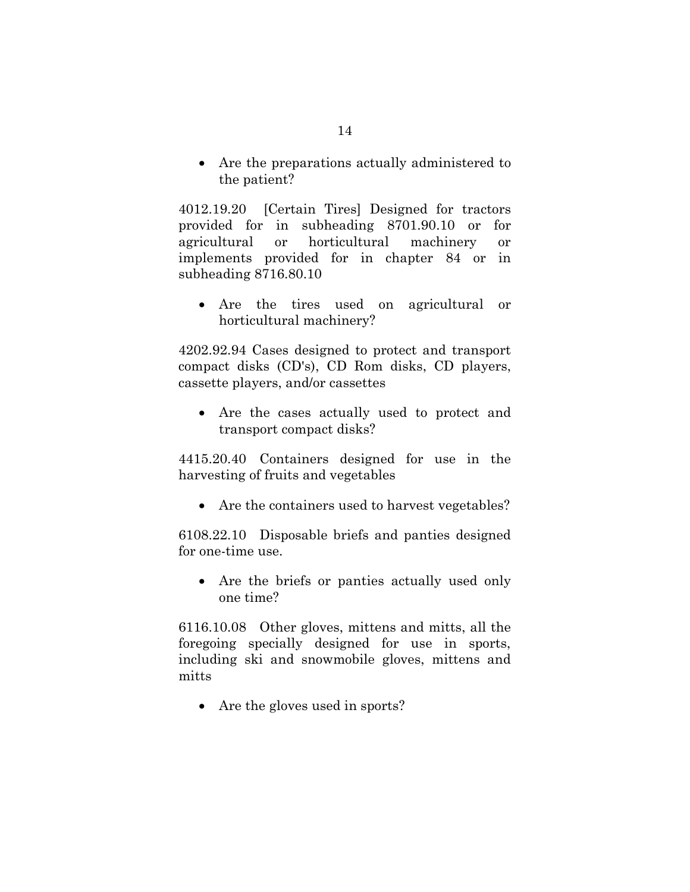- Are the preparations actually administered to the patient?

4012.19.20 [Certain Tires] Designed for tractors provided for in subheading 8701.90.10 or for agricultural or horticultural machinery or implements provided for in chapter 84 or in subheading 8716.80.10

- Are the tires used on agricultural or horticultural machinery?

4202.92.94 Cases designed to protect and transport compact disks (CD's), CD Rom disks, CD players, cassette players, and/or cassettes

- Are the cases actually used to protect and transport compact disks?

4415.20.40 Containers designed for use in the harvesting of fruits and vegetables

- Are the containers used to harvest vegetables?

6108.22.10 Disposable briefs and panties designed for one-time use.

- Are the briefs or panties actually used only one time?

6116.10.08 Other gloves, mittens and mitts, all the foregoing specially designed for use in sports, including ski and snowmobile gloves, mittens and mitts

- Are the gloves used in sports?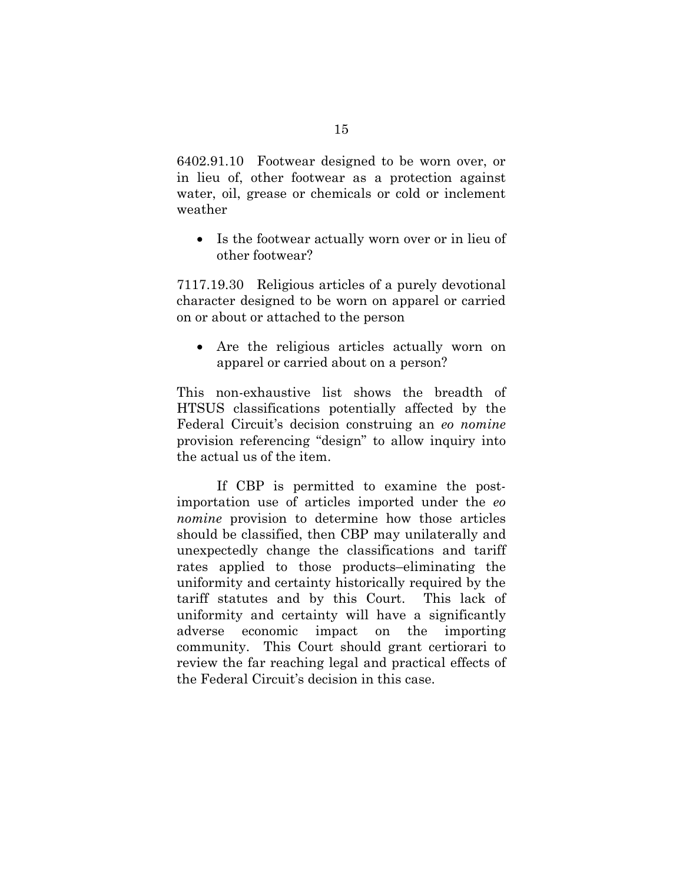6402.91.10 Footwear designed to be worn over, or in lieu of, other footwear as a protection against water, oil, grease or chemicals or cold or inclement weather

- Is the footwear actually worn over or in lieu of other footwear?

7117.19.30 Religious articles of a purely devotional character designed to be worn on apparel or carried on or about or attached to the person

- Are the religious articles actually worn on apparel or carried about on a person?

This non-exhaustive list shows the breadth of HTSUS classifications potentially affected by the Federal Circuit's decision construing an *eo nomine* provision referencing "design" to allow inquiry into the actual us of the item.

If CBP is permitted to examine the post-importation use of articles imported under the *eo nomine* provision to determine how those articles should be classified, then CBP may unilaterally and unexpectedly change the classifications and tariff rates applied to those products–eliminating the uniformity and certainty historically required by the tariff statutes and by this Court. This lack of uniformity and certainty will have a significantly adverse economic impact on the importing community. This Court should grant certiorari to review the far reaching legal and practical effects of the Federal Circuit's decision in this case.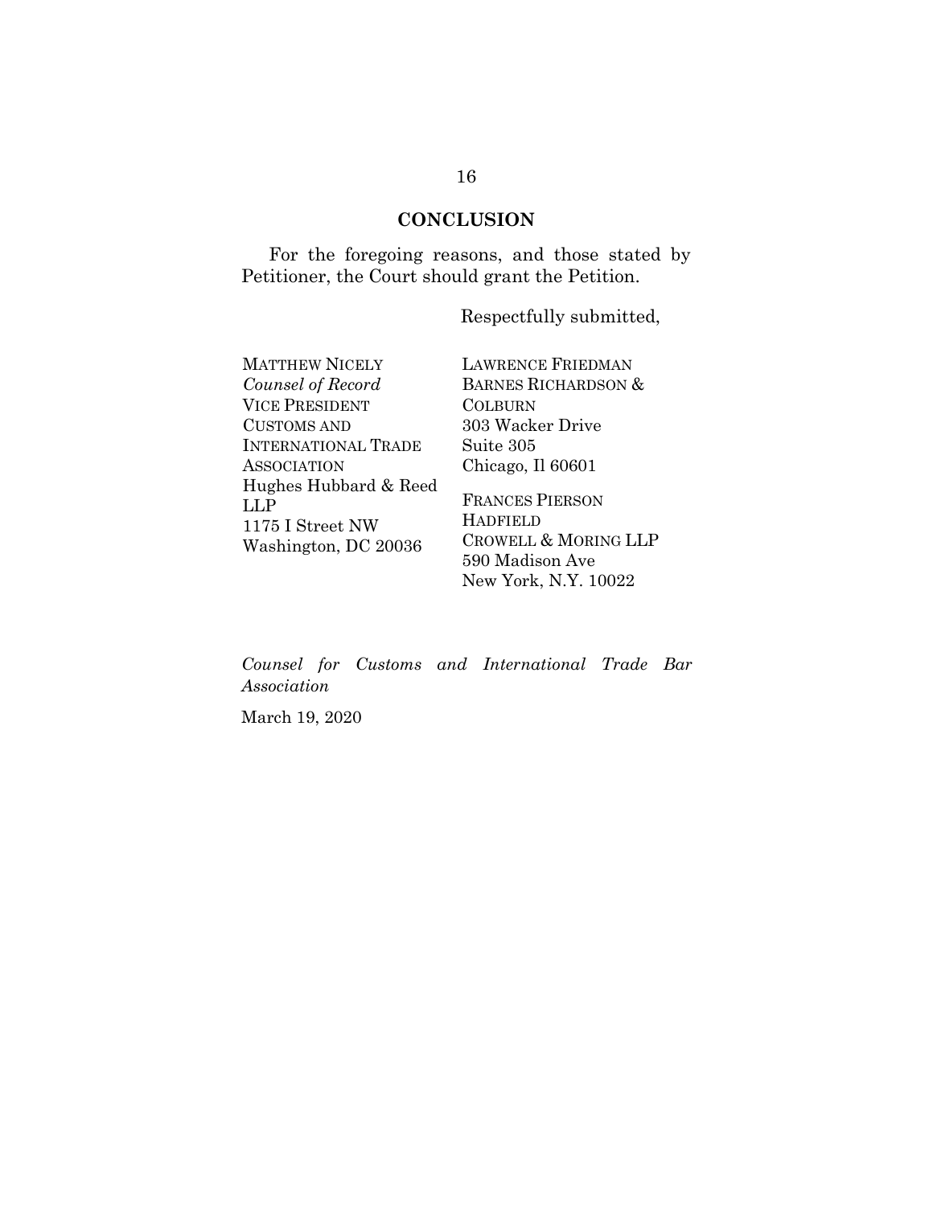## CONCLUSION

For the foregoing reasons, and those stated by Petitioner, the Court should grant the Petition.

Respectfully submitted,

MATTHEW NICELY
*Counsel of Record*
VICE PRESIDENT
CUSTOMS AND
INTERNATIONAL TRADE
ASSOCIATION
Hughes Hubbard & Reed
LLP
1175 I Street NW
Washington, DC 20036

LAWRENCE FRIEDMAN
BARNES RICHARDSON &
COLBURN
303 Wacker Drive
Suite 305
Chicago, Il 60601

FRANCES PIERSON
HADFIELD
CROWELL & MORING LLP
590 Madison Ave
New York, N.Y. 10022

*Counsel for Customs and International Trade Bar Association*

March 19, 2020